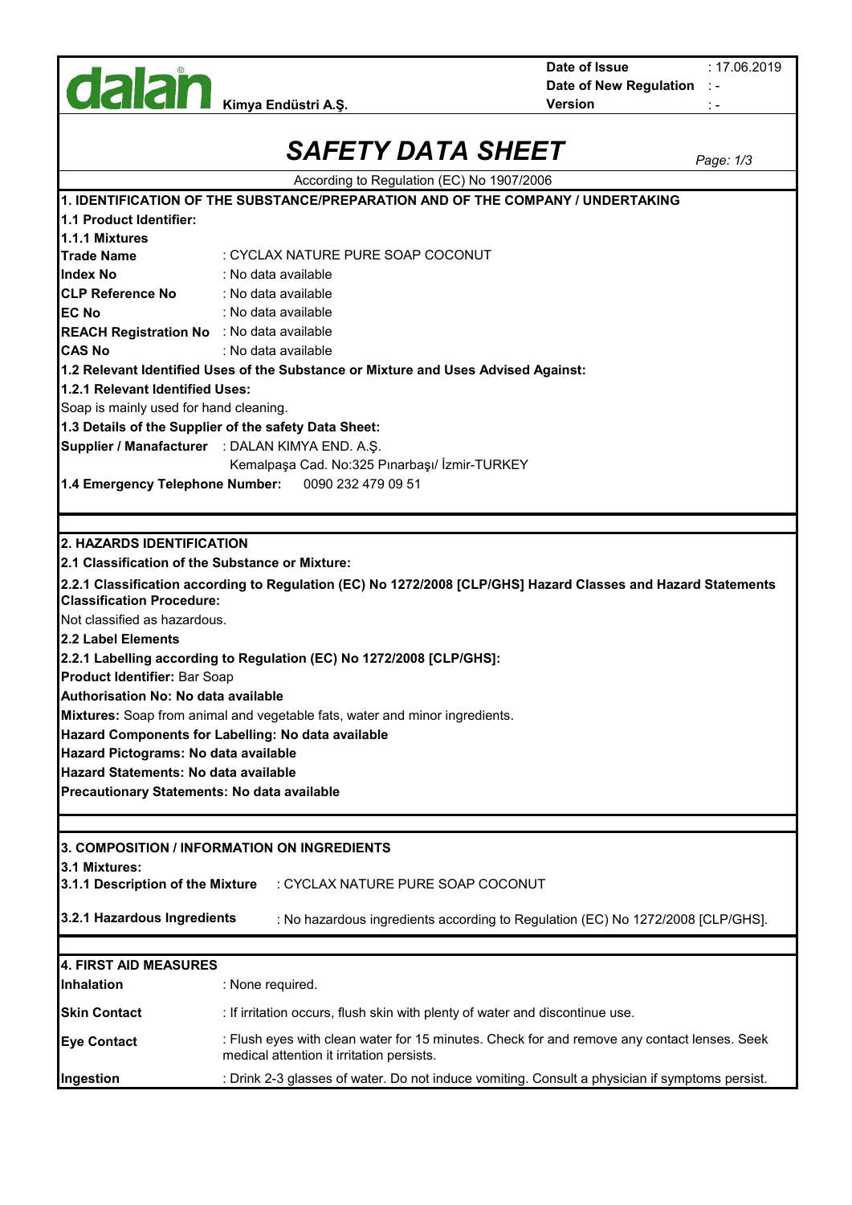dalan® Kimya Endüstri A.Ş.

| | |
|---|---|
| **Date of Issue** | : 17.06.2019 |
| **Date of New Regulation** | : - |
| **Version** | : - |

# SAFETY DATA SHEET

According to Regulation (EC) No 1907/2006

## 1. IDENTIFICATION OF THE SUBSTANCE/PREPARATION AND OF THE COMPANY / UNDERTAKING

**1.1 Product Identifier:**

**1.1.1 Mixtures**

| | |
|---|---|
| **Trade Name** | : CYCLAX NATURE PURE SOAP COCONUT |
| **Index No** | : No data available |
| **CLP Reference No** | : No data available |
| **EC No** | : No data available |
| **REACH Registration No** | : No data available |
| **CAS No** | : No data available |

**1.2 Relevant Identified Uses of the Substance or Mixture and Uses Advised Against:**

**1.2.1 Relevant Identified Uses:**

Soap is mainly used for hand cleaning.

**1.3 Details of the Supplier of the safety Data Sheet:**

**Supplier / Manafacturer** : DALAN KIMYA END. A.Ş.
Kemalpaşa Cad. No:325 Pınarbaşı/ İzmir-TURKEY

**1.4 Emergency Telephone Number:** 0090 232 479 09 51

## 2. HAZARDS IDENTIFICATION

**2.1 Classification of the Substance or Mixture:**

**2.2.1 Classification according to Regulation (EC) No 1272/2008 [CLP/GHS] Hazard Classes and Hazard Statements Classification Procedure:**

Not classified as hazardous.

**2.2 Label Elements**

**2.2.1 Labelling according to Regulation (EC) No 1272/2008 [CLP/GHS]:**

**Product Identifier:** Bar Soap

**Authorisation No: No data available**

**Mixtures:** Soap from animal and vegetable fats, water and minor ingredients.

**Hazard Components for Labelling: No data available**

**Hazard Pictograms: No data available**

**Hazard Statements: No data available**

**Precautionary Statements: No data available**

## 3. COMPOSITION / INFORMATION ON INGREDIENTS

**3.1 Mixtures:**

**3.1.1 Description of the Mixture** : CYCLAX NATURE PURE SOAP COCONUT

**3.2.1 Hazardous Ingredients** : No hazardous ingredients according to Regulation (EC) No 1272/2008 [CLP/GHS].

## 4. FIRST AID MEASURES

| | |
|---|---|
| **Inhalation** | : None required. |
| **Skin Contact** | : If irritation occurs, flush skin with plenty of water and discontinue use. |
| **Eye Contact** | : Flush eyes with clean water for 15 minutes. Check for and remove any contact lenses. Seek medical attention it irritation persists. |
| **Ingestion** | : Drink 2-3 glasses of water. Do not induce vomiting. Consult a physician if symptoms persist. |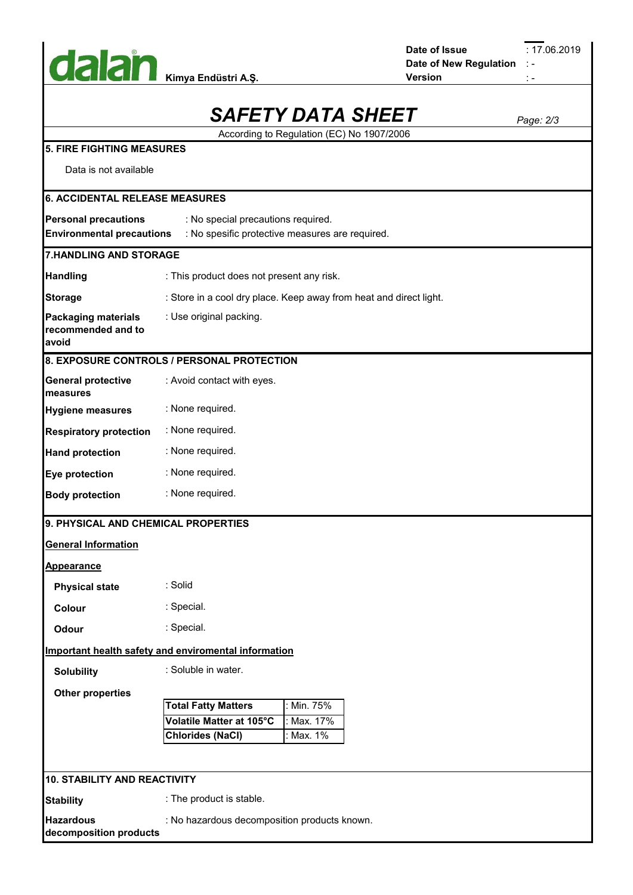# SAFETY DATA SHEET

According to Regulation (EC) No 1907/2006

## 5. FIRE FIGHTING MEASURES

Data is not available

## 6. ACCIDENTAL RELEASE MEASURES

**Personal precautions** : No special precautions required.

**Environmental precautions** : No spesific protective measures are required.

## 7.HANDLING AND STORAGE

**Handling** : This product does not present any risk.

**Storage** : Store in a cool dry place. Keep away from heat and direct light.

**Packaging materials recommended and to avoid** : Use original packing.

## 8. EXPOSURE CONTROLS / PERSONAL PROTECTION

**General protective measures** : Avoid contact with eyes.

**Hygiene measures** : None required.

**Respiratory protection** : None required.

**Hand protection** : None required.

**Eye protection** : None required.

**Body protection** : None required.

## 9. PHYSICAL AND CHEMICAL PROPERTIES

**General Information**

**Appearance**

**Physical state** : Solid

**Colour** : Special.

**Odour** : Special.

**Important health safety and enviromental information**

**Solubility** : Soluble in water.

**Other properties**

| | |
|---|---|
| **Total Fatty Matters** | : Min. 75% |
| **Volatile Matter at 105°C** | : Max. 17% |
| **Chlorides (NaCl)** | : Max. 1% |

## 10. STABILITY AND REACTIVITY

**Stability** : The product is stable.

**Hazardous decomposition products** : No hazardous decomposition products known.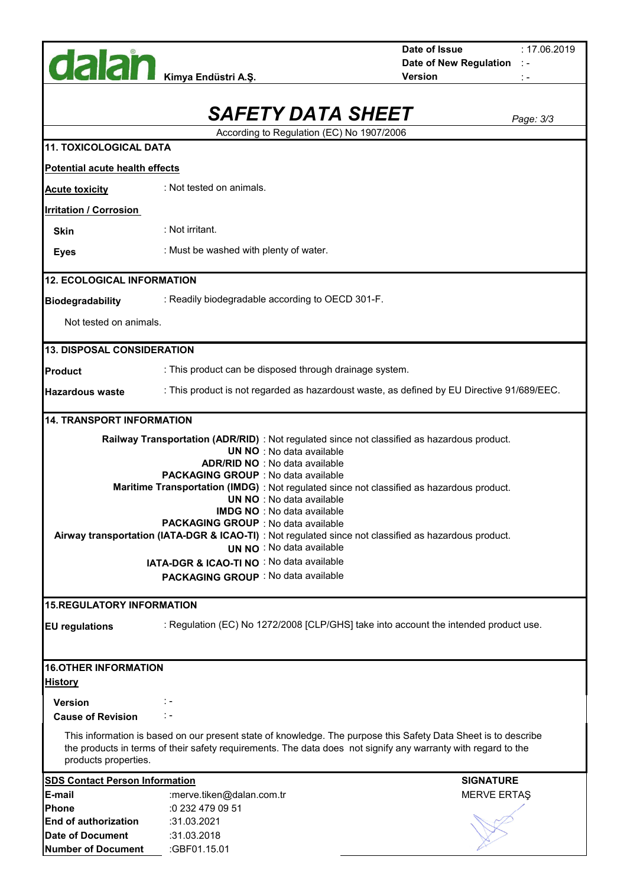**dalan** Kimya Endüstri A.Ş.

| | |
|---|---|
| **Date of Issue** | : 17.06.2019 |
| **Date of New Regulation** | : - |
| **Version** | : - |

# SAFETY DATA SHEET

According to Regulation (EC) No 1907/2006

## 11. TOXICOLOGICAL DATA

**Potential acute health effects**

**Acute toxicity** : Not tested on animals.

**Irritation / Corrosion**

**Skin** : Not irritant.

**Eyes** : Must be washed with plenty of water.

## 12. ECOLOGICAL INFORMATION

**Biodegradability** : Readily biodegradable according to OECD 301-F.

Not tested on animals.

## 13. DISPOSAL CONSIDERATION

**Product** : This product can be disposed through drainage system.

**Hazardous waste** : This product is not regarded as hazardoust waste, as defined by EU Directive 91/689/EEC.

## 14. TRANSPORT INFORMATION

**Railway Transportation (ADR/RID)** : Not regulated since not classified as hazardous product.
**UN NO** : No data available
**ADR/RID NO** : No data available
**PACKAGING GROUP** : No data available

**Maritime Transportation (IMDG)** : Not regulated since not classified as hazardous product.
**UN NO** : No data available
**IMDG NO** : No data available
**PACKAGING GROUP** : No data available

**Airway transportation (IATA-DGR & ICAO-TI)** : Not regulated since not classified as hazardous product.
**UN NO** : No data available
**IATA-DGR & ICAO-TI NO** : No data available
**PACKAGING GROUP** : No data available

## 15.REGULATORY INFORMATION

**EU regulations** : Regulation (EC) No 1272/2008 [CLP/GHS] take into account the intended product use.

## 16.OTHER INFORMATION

**History**

**Version** : -

**Cause of Revision** : -

This information is based on our present state of knowledge. The purpose this Safety Data Sheet is to describe the products in terms of their safety requirements. The data does not signify any warranty with regard to the products properties.

**SDS Contact Person Information**

| | |
|---|---|
| **E-mail** | :merve.tiken@dalan.com.tr |
| **Phone** | :0 232 479 09 51 |
| **End of authorization** | :31.03.2021 |
| **Date of Document** | :31.03.2018 |
| **Number of Document** | :GBF01.15.01 |

**SIGNATURE**

MERVE ERTAŞ